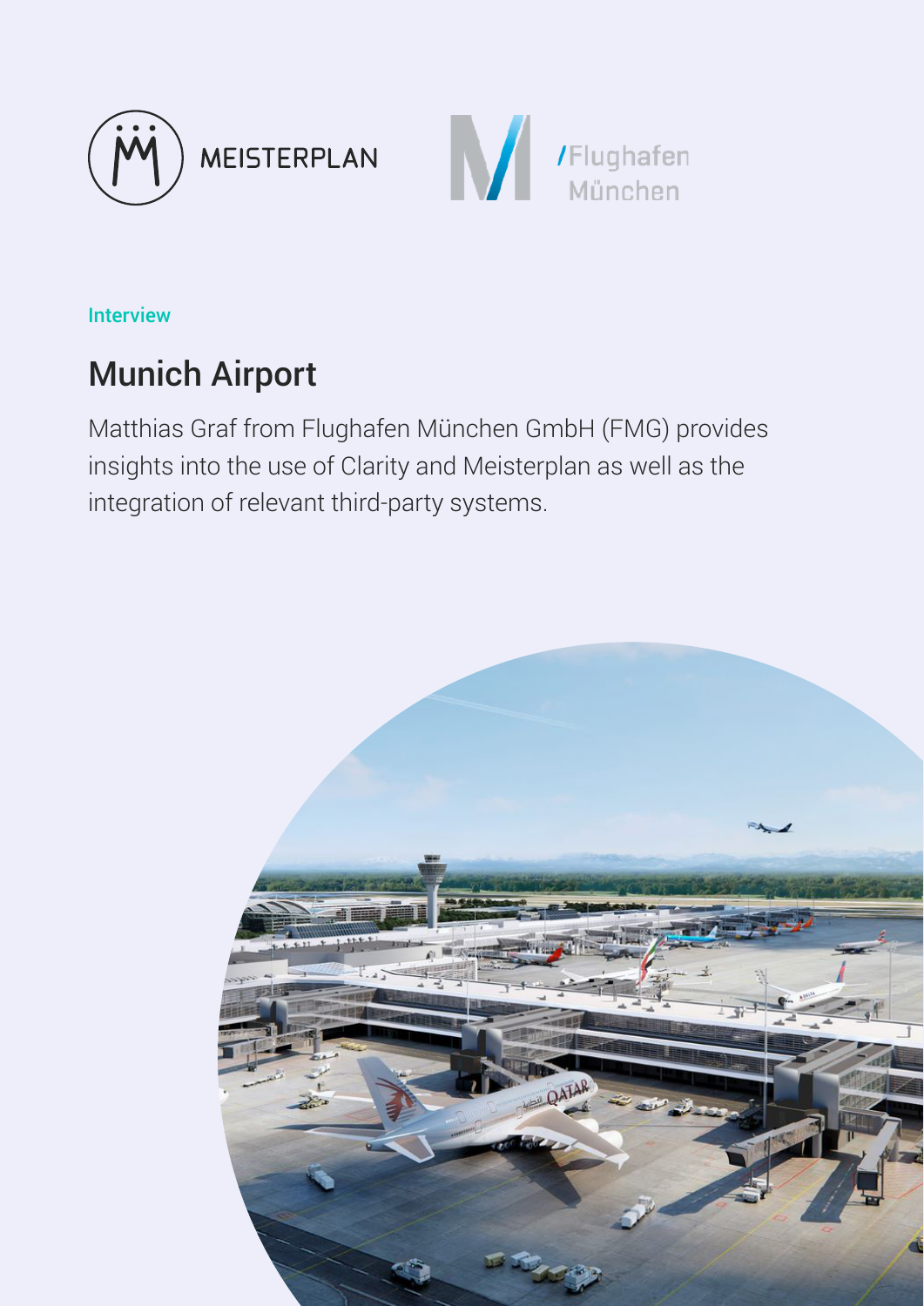Interview

# Munich Airport

Matthias Graf from Flughafen München GmbH (FMG) provides insights into the use of Clarity and Meisterplan as well as the integration of relevant third-party systems.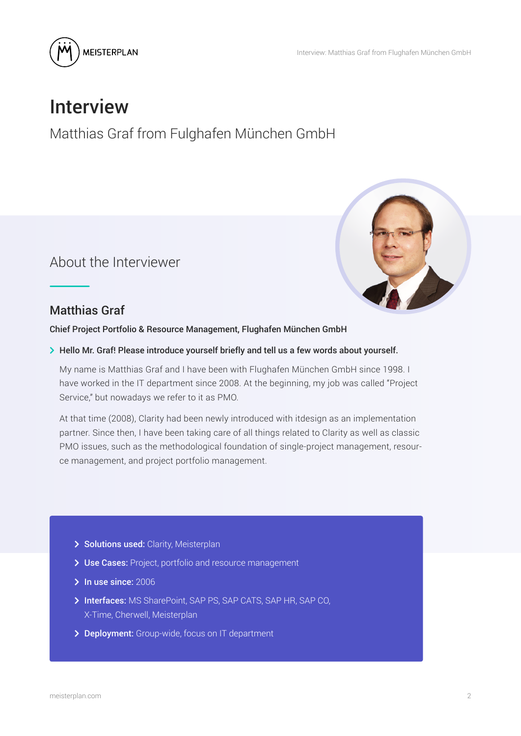# Interview

Matthias Graf from Fulghafen München GmbH

## About the Interviewer

### Matthias Graf

**Chief Project Portfolio & Resource Management, Flughafen München GmbH**

> **Hello Mr. Graf! Please introduce yourself briefly and tell us a few words about yourself.**

My name is Matthias Graf and I have been with Flughafen München GmbH since 1998. I have worked in the IT department since 2008. At the beginning, my job was called "Project Service," but nowadays we refer to it as PMO.

At that time (2008), Clarity had been newly introduced with itdesign as an implementation partner. Since then, I have been taking care of all things related to Clarity as well as classic PMO issues, such as the methodological foundation of single-project management, resource management, and project portfolio management.

- **Solutions used:** Clarity, Meisterplan
- **Use Cases:** Project, portfolio and resource management
- **In use since:** 2006
- **Interfaces:** MS SharePoint, SAP PS, SAP CATS, SAP HR, SAP CO, X-Time, Cherwell, Meisterplan
- **Deployment:** Group-wide, focus on IT department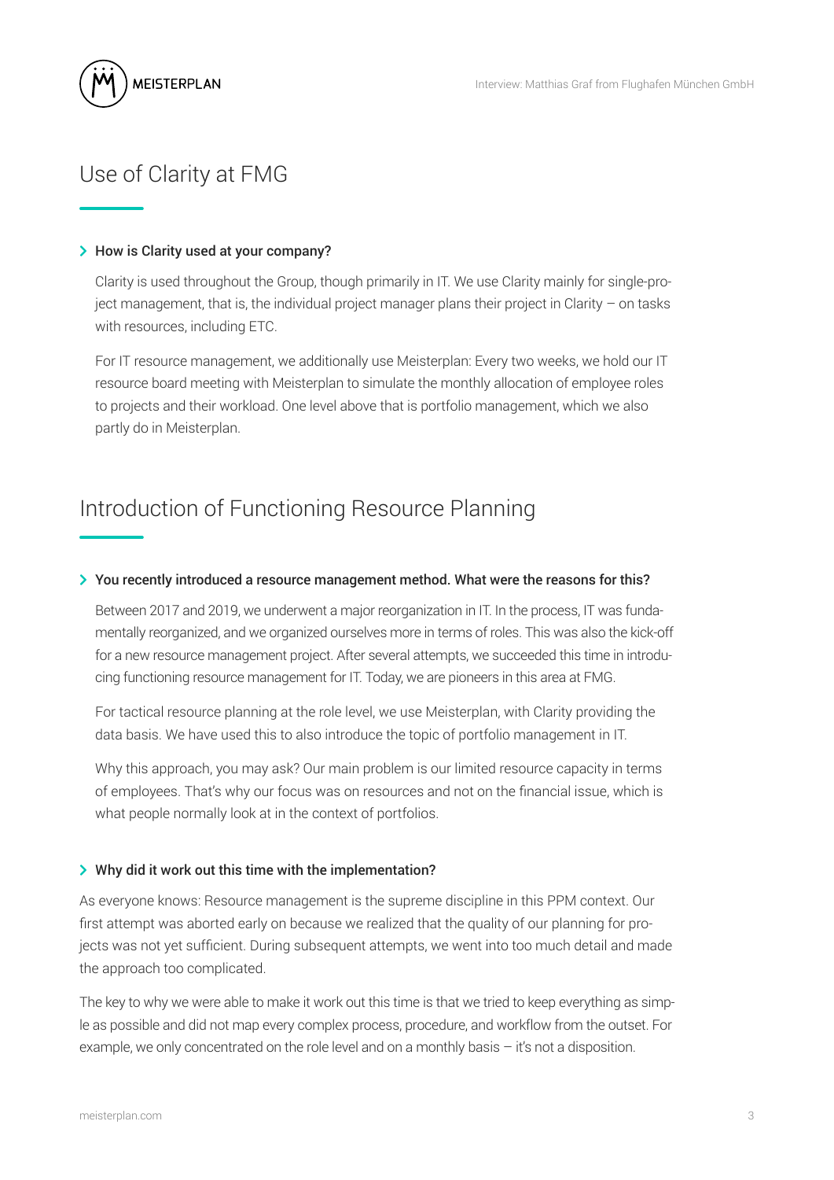## Use of Clarity at FMG

**How is Clarity used at your company?**

Clarity is used throughout the Group, though primarily in IT. We use Clarity mainly for single-project management, that is, the individual project manager plans their project in Clarity – on tasks with resources, including ETC.

For IT resource management, we additionally use Meisterplan: Every two weeks, we hold our IT resource board meeting with Meisterplan to simulate the monthly allocation of employee roles to projects and their workload. One level above that is portfolio management, which we also partly do in Meisterplan.

## Introduction of Functioning Resource Planning

**You recently introduced a resource management method. What were the reasons for this?**

Between 2017 and 2019, we underwent a major reorganization in IT. In the process, IT was fundamentally reorganized, and we organized ourselves more in terms of roles. This was also the kick-off for a new resource management project. After several attempts, we succeeded this time in introducing functioning resource management for IT. Today, we are pioneers in this area at FMG.

For tactical resource planning at the role level, we use Meisterplan, with Clarity providing the data basis. We have used this to also introduce the topic of portfolio management in IT.

Why this approach, you may ask? Our main problem is our limited resource capacity in terms of employees. That's why our focus was on resources and not on the financial issue, which is what people normally look at in the context of portfolios.

**Why did it work out this time with the implementation?**

As everyone knows: Resource management is the supreme discipline in this PPM context. Our first attempt was aborted early on because we realized that the quality of our planning for projects was not yet sufficient. During subsequent attempts, we went into too much detail and made the approach too complicated.

The key to why we were able to make it work out this time is that we tried to keep everything as simple as possible and did not map every complex process, procedure, and workflow from the outset. For example, we only concentrated on the role level and on a monthly basis – it's not a disposition.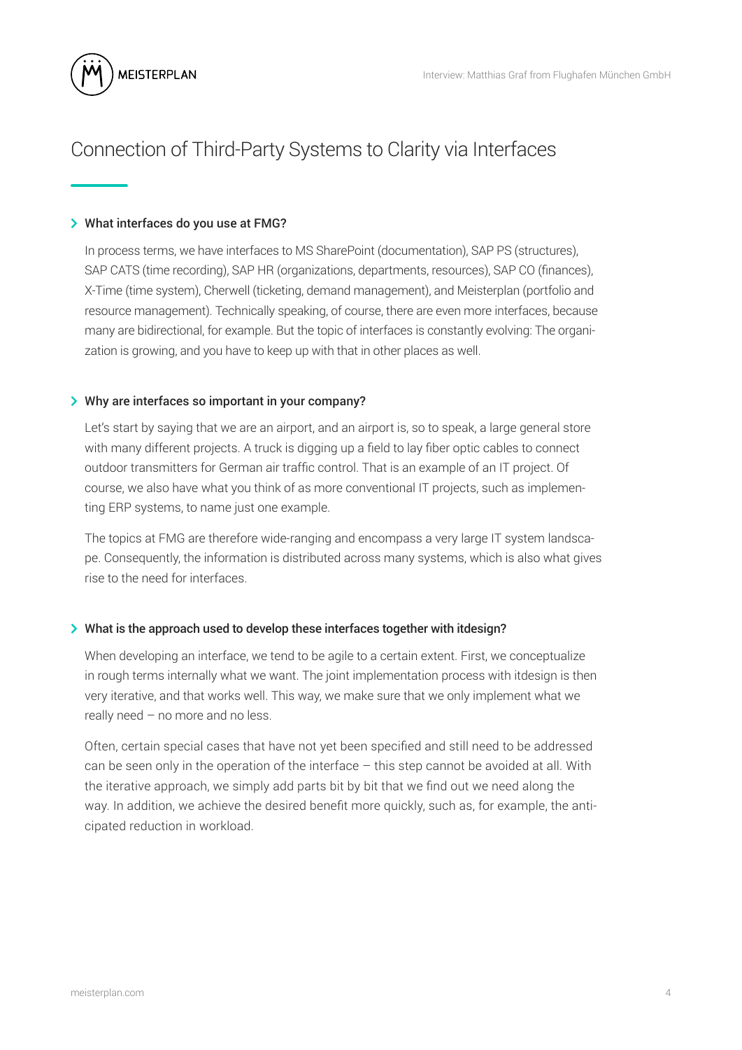## Connection of Third-Party Systems to Clarity via Interfaces

### What interfaces do you use at FMG?

In process terms, we have interfaces to MS SharePoint (documentation), SAP PS (structures), SAP CATS (time recording), SAP HR (organizations, departments, resources), SAP CO (finances), X-Time (time system), Cherwell (ticketing, demand management), and Meisterplan (portfolio and resource management). Technically speaking, of course, there are even more interfaces, because many are bidirectional, for example. But the topic of interfaces is constantly evolving: The organization is growing, and you have to keep up with that in other places as well.

### Why are interfaces so important in your company?

Let's start by saying that we are an airport, and an airport is, so to speak, a large general store with many different projects. A truck is digging up a field to lay fiber optic cables to connect outdoor transmitters for German air traffic control. That is an example of an IT project. Of course, we also have what you think of as more conventional IT projects, such as implementing ERP systems, to name just one example.

The topics at FMG are therefore wide-ranging and encompass a very large IT system landscape. Consequently, the information is distributed across many systems, which is also what gives rise to the need for interfaces.

### What is the approach used to develop these interfaces together with itdesign?

When developing an interface, we tend to be agile to a certain extent. First, we conceptualize in rough terms internally what we want. The joint implementation process with itdesign is then very iterative, and that works well. This way, we make sure that we only implement what we really need – no more and no less.

Often, certain special cases that have not yet been specified and still need to be addressed can be seen only in the operation of the interface – this step cannot be avoided at all. With the iterative approach, we simply add parts bit by bit that we find out we need along the way. In addition, we achieve the desired benefit more quickly, such as, for example, the anticipated reduction in workload.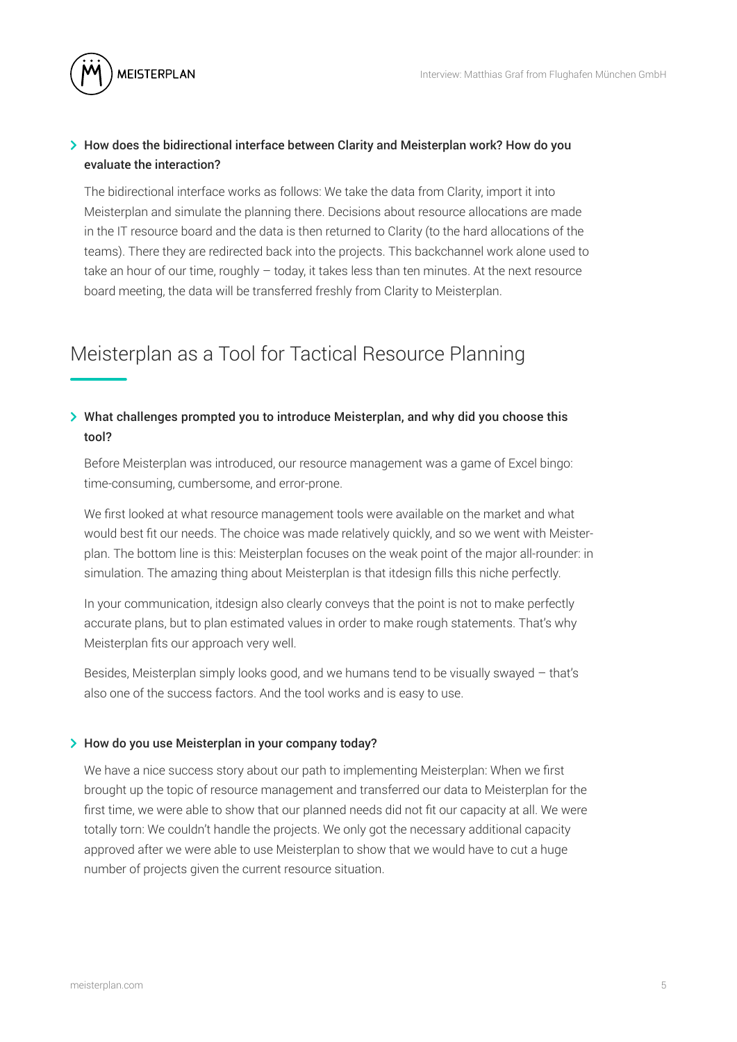### How does the bidirectional interface between Clarity and Meisterplan work? How do you evaluate the interaction?

The bidirectional interface works as follows: We take the data from Clarity, import it into Meisterplan and simulate the planning there. Decisions about resource allocations are made in the IT resource board and the data is then returned to Clarity (to the hard allocations of the teams). There they are redirected back into the projects. This backchannel work alone used to take an hour of our time, roughly – today, it takes less than ten minutes. At the next resource board meeting, the data will be transferred freshly from Clarity to Meisterplan.

## Meisterplan as a Tool for Tactical Resource Planning

### What challenges prompted you to introduce Meisterplan, and why did you choose this tool?

Before Meisterplan was introduced, our resource management was a game of Excel bingo: time-consuming, cumbersome, and error-prone.

We first looked at what resource management tools were available on the market and what would best fit our needs. The choice was made relatively quickly, and so we went with Meisterplan. The bottom line is this: Meisterplan focuses on the weak point of the major all-rounder: in simulation. The amazing thing about Meisterplan is that itdesign fills this niche perfectly.

In your communication, itdesign also clearly conveys that the point is not to make perfectly accurate plans, but to plan estimated values in order to make rough statements. That's why Meisterplan fits our approach very well.

Besides, Meisterplan simply looks good, and we humans tend to be visually swayed – that's also one of the success factors. And the tool works and is easy to use.

### How do you use Meisterplan in your company today?

We have a nice success story about our path to implementing Meisterplan: When we first brought up the topic of resource management and transferred our data to Meisterplan for the first time, we were able to show that our planned needs did not fit our capacity at all. We were totally torn: We couldn't handle the projects. We only got the necessary additional capacity approved after we were able to use Meisterplan to show that we would have to cut a huge number of projects given the current resource situation.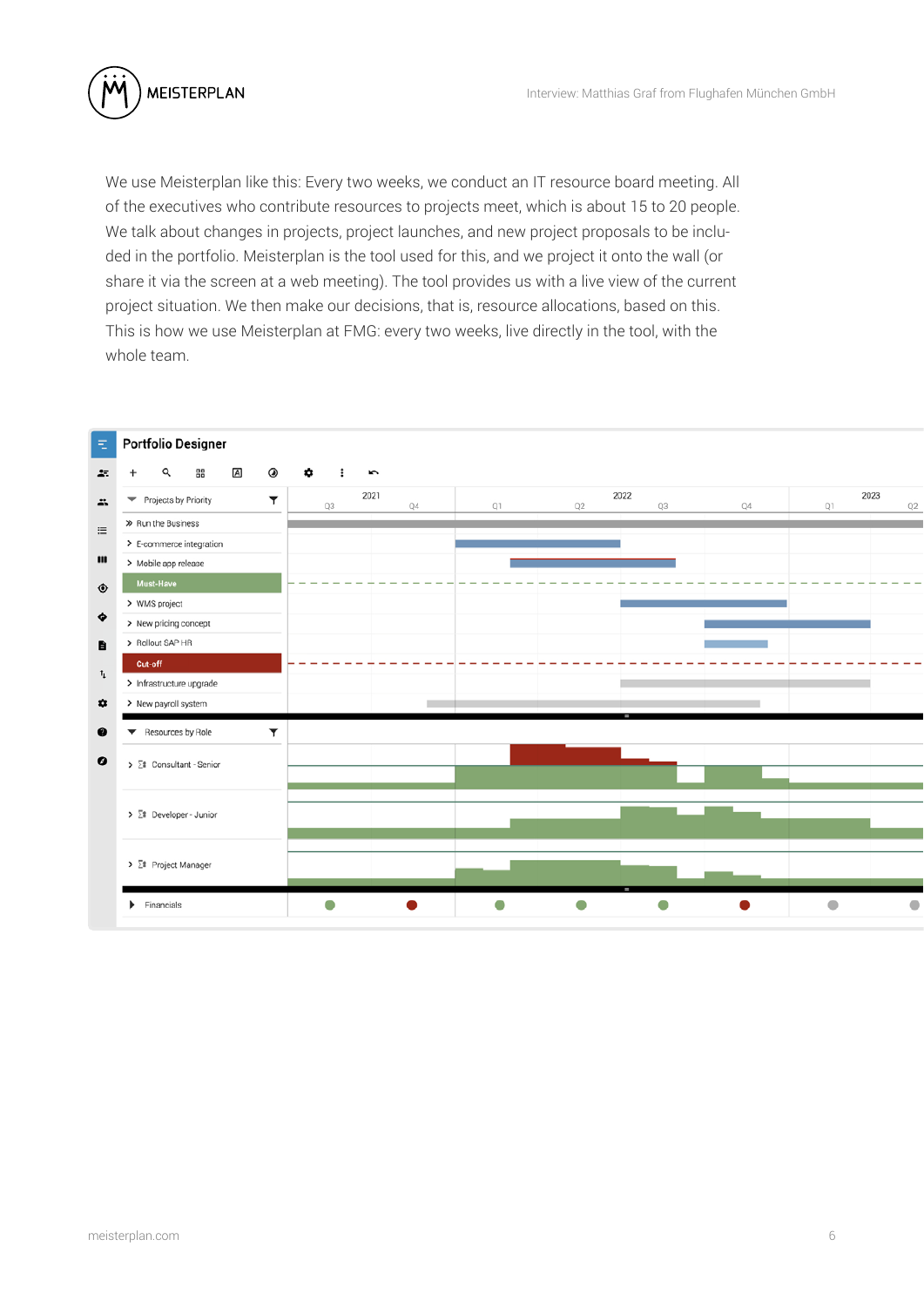We use Meisterplan like this: Every two weeks, we conduct an IT resource board meeting. All of the executives who contribute resources to projects meet, which is about 15 to 20 people. We talk about changes in projects, project launches, and new project proposals to be included in the portfolio. Meisterplan is the tool used for this, and we project it onto the wall (or share it via the screen at a web meeting). The tool provides us with a live view of the current project situation. We then make our decisions, that is, resource allocations, based on this. This is how we use Meisterplan at FMG: every two weeks, live directly in the tool, with the whole team.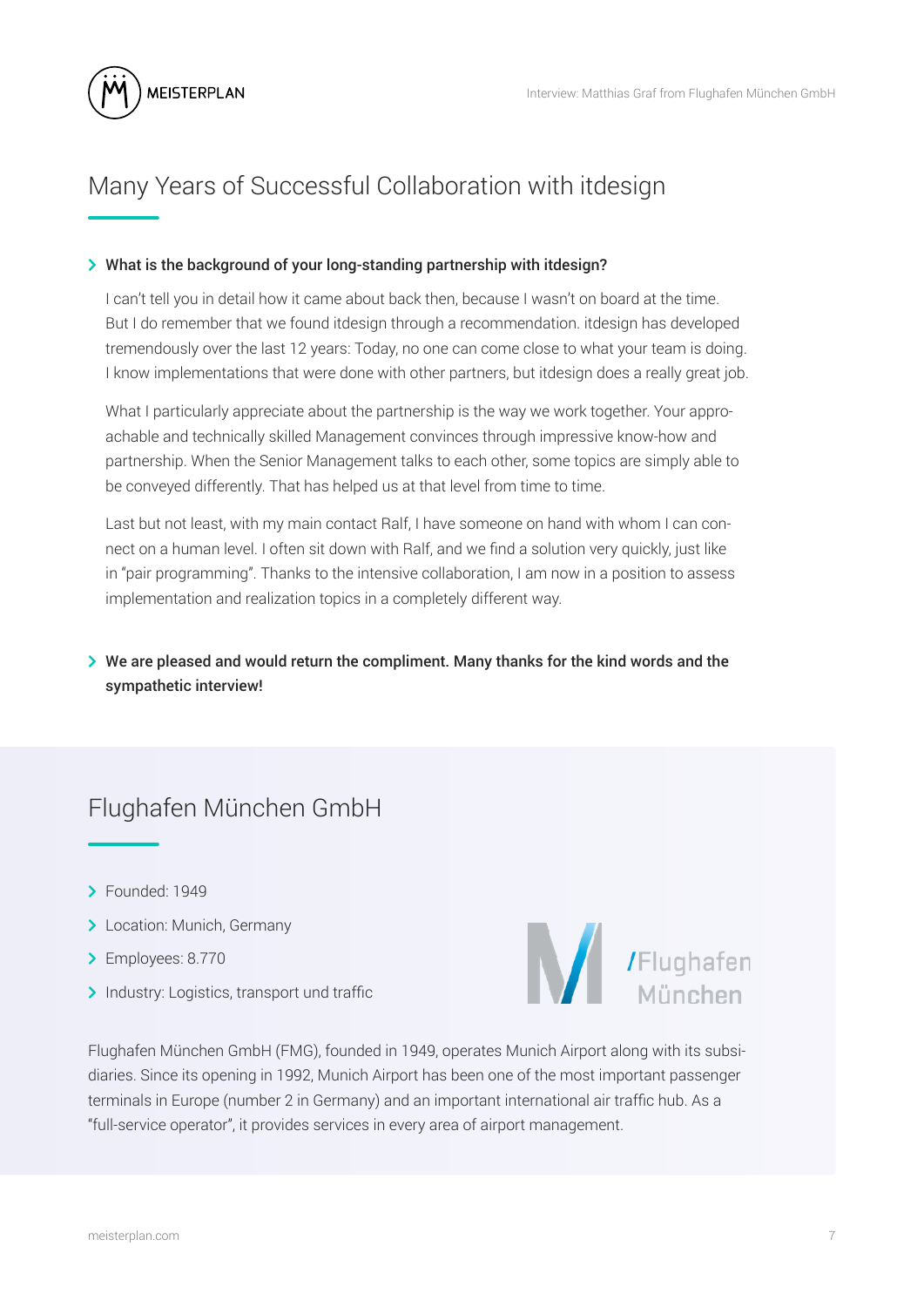## Many Years of Successful Collaboration with itdesign

- **What is the background of your long-standing partnership with itdesign?**

I can't tell you in detail how it came about back then, because I wasn't on board at the time. But I do remember that we found itdesign through a recommendation. itdesign has developed tremendously over the last 12 years: Today, no one can come close to what your team is doing. I know implementations that were done with other partners, but itdesign does a really great job.

What I particularly appreciate about the partnership is the way we work together. Your approachable and technically skilled Management convinces through impressive know-how and partnership. When the Senior Management talks to each other, some topics are simply able to be conveyed differently. That has helped us at that level from time to time.

Last but not least, with my main contact Ralf, I have someone on hand with whom I can connect on a human level. I often sit down with Ralf, and we find a solution very quickly, just like in "pair programming". Thanks to the intensive collaboration, I am now in a position to assess implementation and realization topics in a completely different way.

- **We are pleased and would return the compliment. Many thanks for the kind words and the sympathetic interview!**

## Flughafen München GmbH

- Founded: 1949
- Location: Munich, Germany
- Employees: 8.770
- Industry: Logistics, transport und traffic

/Flughafen München

Flughafen München GmbH (FMG), founded in 1949, operates Munich Airport along with its subsidiaries. Since its opening in 1992, Munich Airport has been one of the most important passenger terminals in Europe (number 2 in Germany) and an important international air traffic hub. As a "full-service operator", it provides services in every area of airport management.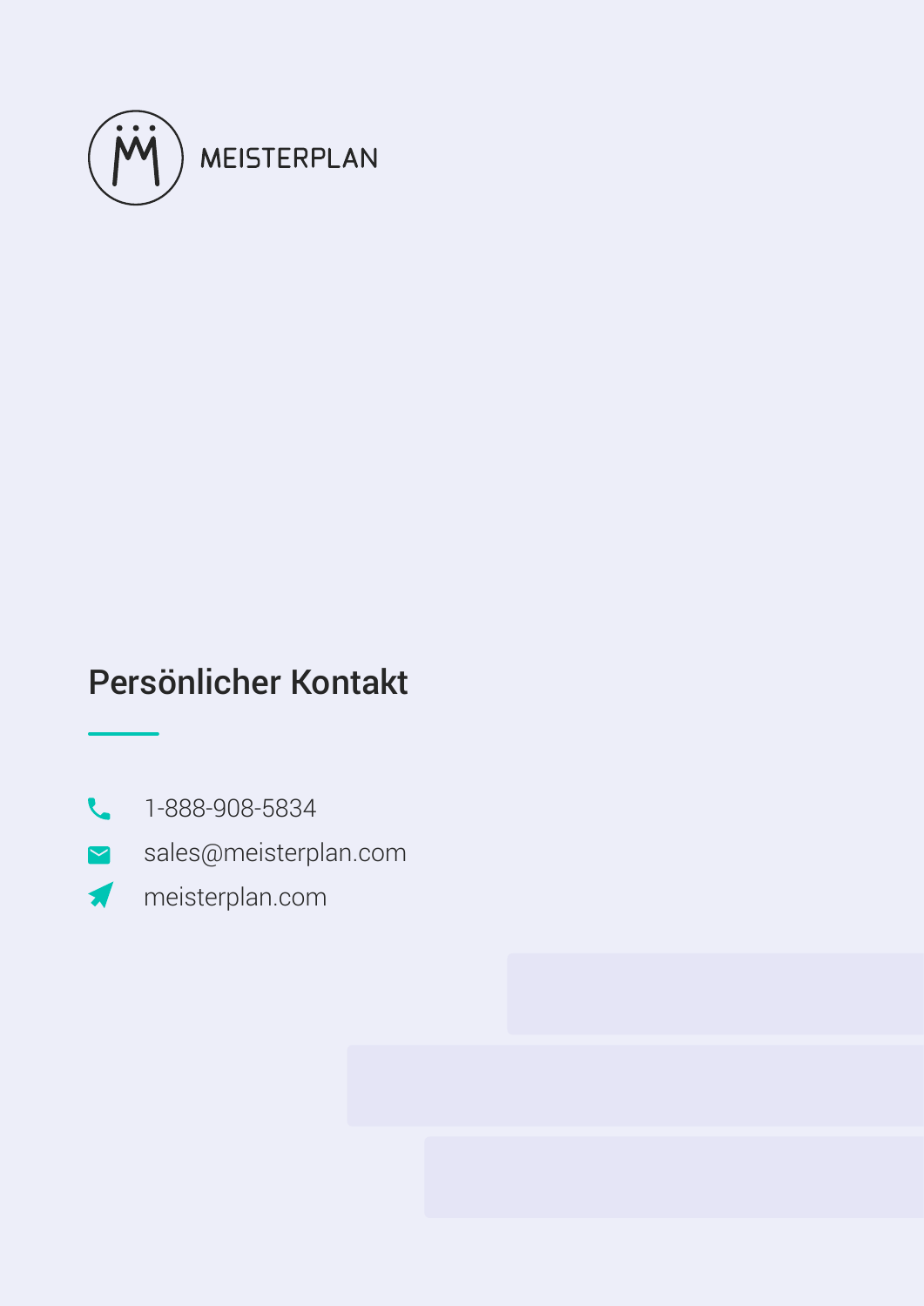MEISTERPLAN

## Persönlicher Kontakt

1-888-908-5834

sales@meisterplan.com

meisterplan.com